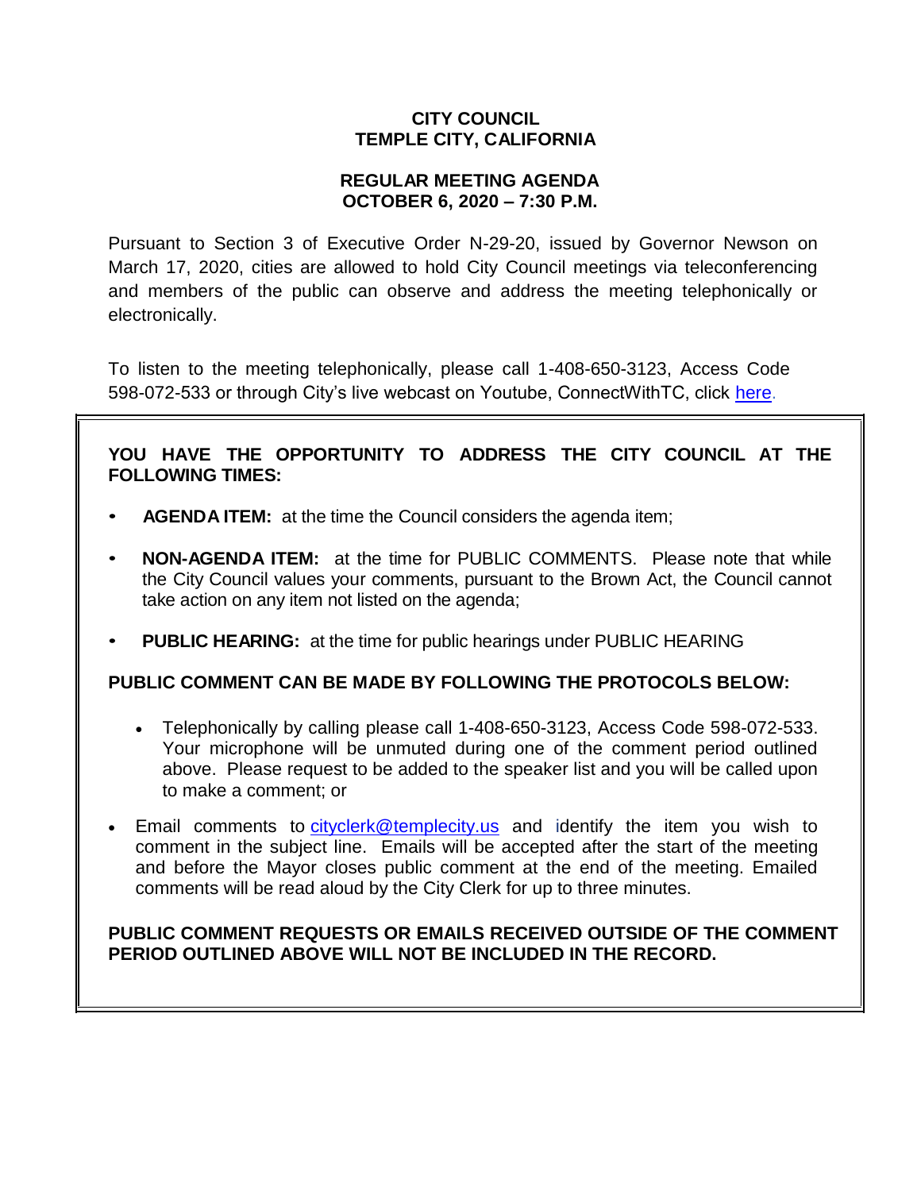# CITY COUNCIL
# TEMPLE CITY, CALIFORNIA

## REGULAR MEETING AGENDA
## OCTOBER 6, 2020 – 7:30 P.M.

Pursuant to Section 3 of Executive Order N-29-20, issued by Governor Newson on March 17, 2020, cities are allowed to hold City Council meetings via teleconferencing and members of the public can observe and address the meeting telephonically or electronically.

To listen to the meeting telephonically, please call 1-408-650-3123, Access Code 598-072-533 or through City's live webcast on Youtube, ConnectWithTC, click here.

**YOU HAVE THE OPPORTUNITY TO ADDRESS THE CITY COUNCIL AT THE FOLLOWING TIMES:**

- **AGENDA ITEM:** at the time the Council considers the agenda item;
- **NON-AGENDA ITEM:** at the time for PUBLIC COMMENTS. Please note that while the City Council values your comments, pursuant to the Brown Act, the Council cannot take action on any item not listed on the agenda;
- **PUBLIC HEARING:** at the time for public hearings under PUBLIC HEARING

**PUBLIC COMMENT CAN BE MADE BY FOLLOWING THE PROTOCOLS BELOW:**

- Telephonically by calling please call 1-408-650-3123, Access Code 598-072-533. Your microphone will be unmuted during one of the comment period outlined above. Please request to be added to the speaker list and you will be called upon to make a comment; or
- Email comments to cityclerk@templecity.us and identify the item you wish to comment in the subject line. Emails will be accepted after the start of the meeting and before the Mayor closes public comment at the end of the meeting. Emailed comments will be read aloud by the City Clerk for up to three minutes.

**PUBLIC COMMENT REQUESTS OR EMAILS RECEIVED OUTSIDE OF THE COMMENT PERIOD OUTLINED ABOVE WILL NOT BE INCLUDED IN THE RECORD.**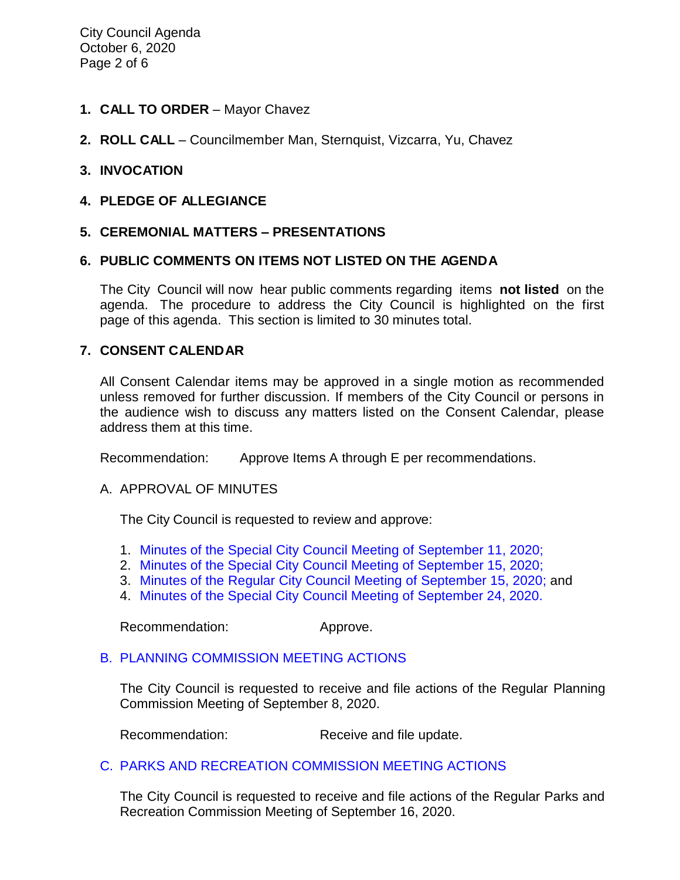1. **CALL TO ORDER** – Mayor Chavez

2. **ROLL CALL** – Councilmember Man, Sternquist, Vizcarra, Yu, Chavez

3. **INVOCATION**

4. **PLEDGE OF ALLEGIANCE**

5. **CEREMONIAL MATTERS – PRESENTATIONS**

6. **PUBLIC COMMENTS ON ITEMS NOT LISTED ON THE AGENDA**

   The City Council will now hear public comments regarding items **not listed** on the agenda. The procedure to address the City Council is highlighted on the first page of this agenda. This section is limited to 30 minutes total.

7. **CONSENT CALENDAR**

   All Consent Calendar items may be approved in a single motion as recommended unless removed for further discussion. If members of the City Council or persons in the audience wish to discuss any matters listed on the Consent Calendar, please address them at this time.

   Recommendation: Approve Items A through E per recommendations.

   A. APPROVAL OF MINUTES

      The City Council is requested to review and approve:

      1. Minutes of the Special City Council Meeting of September 11, 2020;
      2. Minutes of the Special City Council Meeting of September 15, 2020;
      3. Minutes of the Regular City Council Meeting of September 15, 2020; and
      4. Minutes of the Special City Council Meeting of September 24, 2020.

      Recommendation: Approve.

   B. PLANNING COMMISSION MEETING ACTIONS

      The City Council is requested to receive and file actions of the Regular Planning Commission Meeting of September 8, 2020.

      Recommendation: Receive and file update.

   C. PARKS AND RECREATION COMMISSION MEETING ACTIONS

      The City Council is requested to receive and file actions of the Regular Parks and Recreation Commission Meeting of September 16, 2020.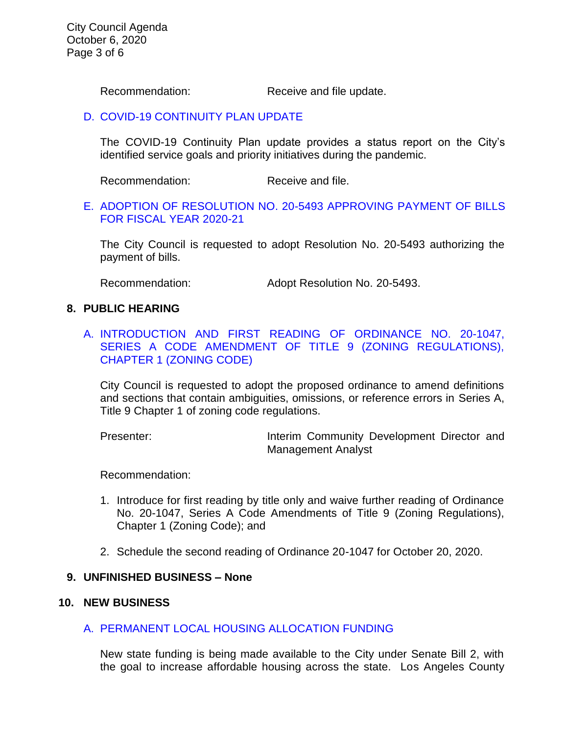Recommendation: Receive and file update.

### D. COVID-19 CONTINUITY PLAN UPDATE

The COVID-19 Continuity Plan update provides a status report on the City's identified service goals and priority initiatives during the pandemic.

Recommendation: Receive and file.

### E. ADOPTION OF RESOLUTION NO. 20-5493 APPROVING PAYMENT OF BILLS FOR FISCAL YEAR 2020-21

The City Council is requested to adopt Resolution No. 20-5493 authorizing the payment of bills.

Recommendation: Adopt Resolution No. 20-5493.

## 8. PUBLIC HEARING

### A. INTRODUCTION AND FIRST READING OF ORDINANCE NO. 20-1047, SERIES A CODE AMENDMENT OF TITLE 9 (ZONING REGULATIONS), CHAPTER 1 (ZONING CODE)

City Council is requested to adopt the proposed ordinance to amend definitions and sections that contain ambiguities, omissions, or reference errors in Series A, Title 9 Chapter 1 of zoning code regulations.

Presenter: Interim Community Development Director and Management Analyst

Recommendation:

1. Introduce for first reading by title only and waive further reading of Ordinance No. 20-1047, Series A Code Amendments of Title 9 (Zoning Regulations), Chapter 1 (Zoning Code); and
2. Schedule the second reading of Ordinance 20-1047 for October 20, 2020.

## 9. UNFINISHED BUSINESS – None

## 10. NEW BUSINESS

### A. PERMANENT LOCAL HOUSING ALLOCATION FUNDING

New state funding is being made available to the City under Senate Bill 2, with the goal to increase affordable housing across the state. Los Angeles County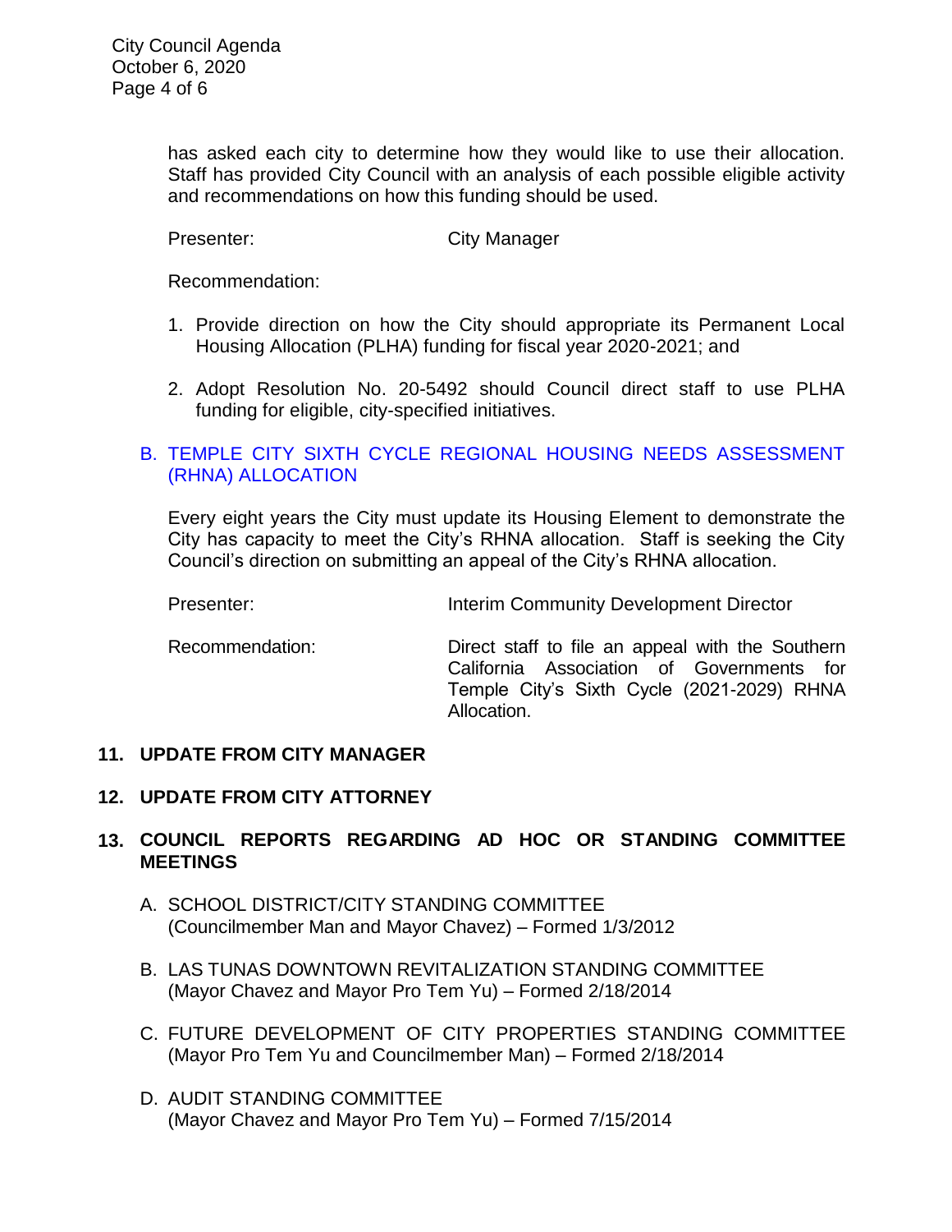has asked each city to determine how they would like to use their allocation. Staff has provided City Council with an analysis of each possible eligible activity and recommendations on how this funding should be used.

Presenter: City Manager

Recommendation:

1. Provide direction on how the City should appropriate its Permanent Local Housing Allocation (PLHA) funding for fiscal year 2020-2021; and
2. Adopt Resolution No. 20-5492 should Council direct staff to use PLHA funding for eligible, city-specified initiatives.

B. TEMPLE CITY SIXTH CYCLE REGIONAL HOUSING NEEDS ASSESSMENT (RHNA) ALLOCATION

Every eight years the City must update its Housing Element to demonstrate the City has capacity to meet the City's RHNA allocation. Staff is seeking the City Council's direction on submitting an appeal of the City's RHNA allocation.

Presenter: Interim Community Development Director

Recommendation: Direct staff to file an appeal with the Southern California Association of Governments for Temple City's Sixth Cycle (2021-2029) RHNA Allocation.

## 11. UPDATE FROM CITY MANAGER

## 12. UPDATE FROM CITY ATTORNEY

## 13. COUNCIL REPORTS REGARDING AD HOC OR STANDING COMMITTEE MEETINGS

A. SCHOOL DISTRICT/CITY STANDING COMMITTEE
(Councilmember Man and Mayor Chavez) – Formed 1/3/2012

B. LAS TUNAS DOWNTOWN REVITALIZATION STANDING COMMITTEE
(Mayor Chavez and Mayor Pro Tem Yu) – Formed 2/18/2014

C. FUTURE DEVELOPMENT OF CITY PROPERTIES STANDING COMMITTEE
(Mayor Pro Tem Yu and Councilmember Man) – Formed 2/18/2014

D. AUDIT STANDING COMMITTEE
(Mayor Chavez and Mayor Pro Tem Yu) – Formed 7/15/2014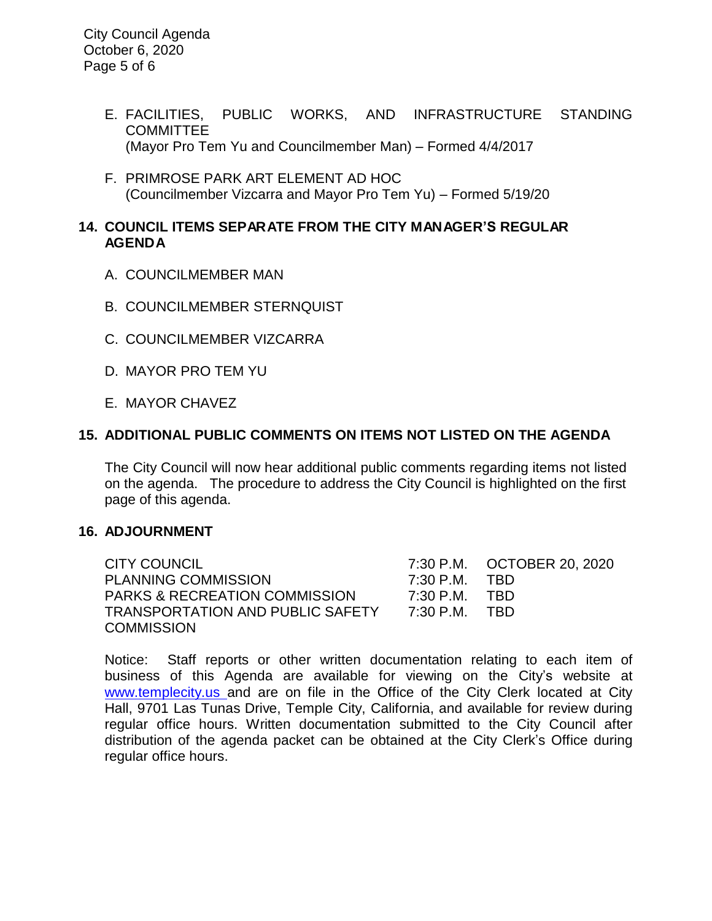E. FACILITIES, PUBLIC WORKS, AND INFRASTRUCTURE STANDING COMMITTEE
(Mayor Pro Tem Yu and Councilmember Man) – Formed 4/4/2017

F. PRIMROSE PARK ART ELEMENT AD HOC
(Councilmember Vizcarra and Mayor Pro Tem Yu) – Formed 5/19/20

## 14. COUNCIL ITEMS SEPARATE FROM THE CITY MANAGER'S REGULAR AGENDA

A. COUNCILMEMBER MAN

B. COUNCILMEMBER STERNQUIST

C. COUNCILMEMBER VIZCARRA

D. MAYOR PRO TEM YU

E. MAYOR CHAVEZ

## 15. ADDITIONAL PUBLIC COMMENTS ON ITEMS NOT LISTED ON THE AGENDA

The City Council will now hear additional public comments regarding items not listed on the agenda. The procedure to address the City Council is highlighted on the first page of this agenda.

## 16. ADJOURNMENT

| | | |
|---|---|---|
| CITY COUNCIL | 7:30 P.M. | OCTOBER 20, 2020 |
| PLANNING COMMISSION | 7:30 P.M. | TBD |
| PARKS & RECREATION COMMISSION | 7:30 P.M. | TBD |
| TRANSPORTATION AND PUBLIC SAFETY COMMISSION | 7:30 P.M. | TBD |

Notice: Staff reports or other written documentation relating to each item of business of this Agenda are available for viewing on the City's website at www.templecity.us and are on file in the Office of the City Clerk located at City Hall, 9701 Las Tunas Drive, Temple City, California, and available for review during regular office hours. Written documentation submitted to the City Council after distribution of the agenda packet can be obtained at the City Clerk's Office during regular office hours.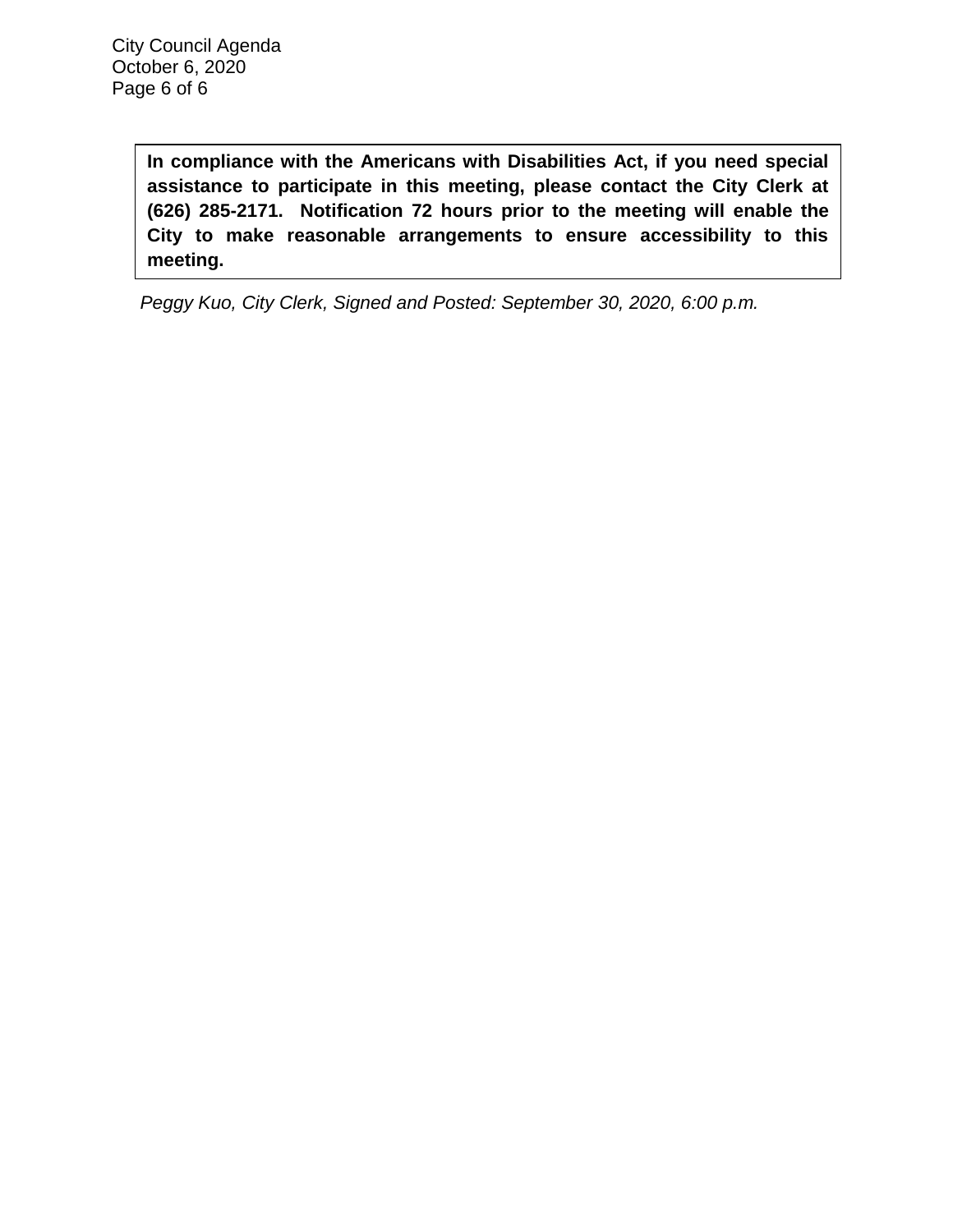**In compliance with the Americans with Disabilities Act, if you need special assistance to participate in this meeting, please contact the City Clerk at (626) 285-2171. Notification 72 hours prior to the meeting will enable the City to make reasonable arrangements to ensure accessibility to this meeting.**

*Peggy Kuo, City Clerk, Signed and Posted: September 30, 2020, 6:00 p.m.*